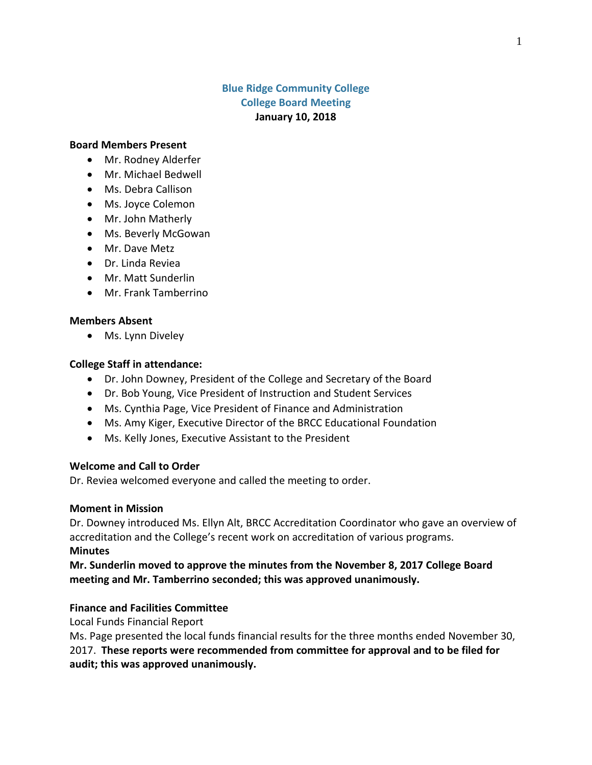# Blue Ridge Community College
## College Board Meeting
**January 10, 2018**

### Board Members Present

- Mr. Rodney Alderfer
- Mr. Michael Bedwell
- Ms. Debra Callison
- Ms. Joyce Colemon
- Mr. John Matherly
- Ms. Beverly McGowan
- Mr. Dave Metz
- Dr. Linda Reviea
- Mr. Matt Sunderlin
- Mr. Frank Tamberrino

### Members Absent

- Ms. Lynn Diveley

### College Staff in attendance:

- Dr. John Downey, President of the College and Secretary of the Board
- Dr. Bob Young, Vice President of Instruction and Student Services
- Ms. Cynthia Page, Vice President of Finance and Administration
- Ms. Amy Kiger, Executive Director of the BRCC Educational Foundation
- Ms. Kelly Jones, Executive Assistant to the President

### Welcome and Call to Order

Dr. Reviea welcomed everyone and called the meeting to order.

### Moment in Mission

Dr. Downey introduced Ms. Ellyn Alt, BRCC Accreditation Coordinator who gave an overview of accreditation and the College's recent work on accreditation of various programs.

### Minutes

**Mr. Sunderlin moved to approve the minutes from the November 8, 2017 College Board meeting and Mr. Tamberrino seconded; this was approved unanimously.**

### Finance and Facilities Committee

Local Funds Financial Report

Ms. Page presented the local funds financial results for the three months ended November 30, 2017. **These reports were recommended from committee for approval and to be filed for audit; this was approved unanimously.**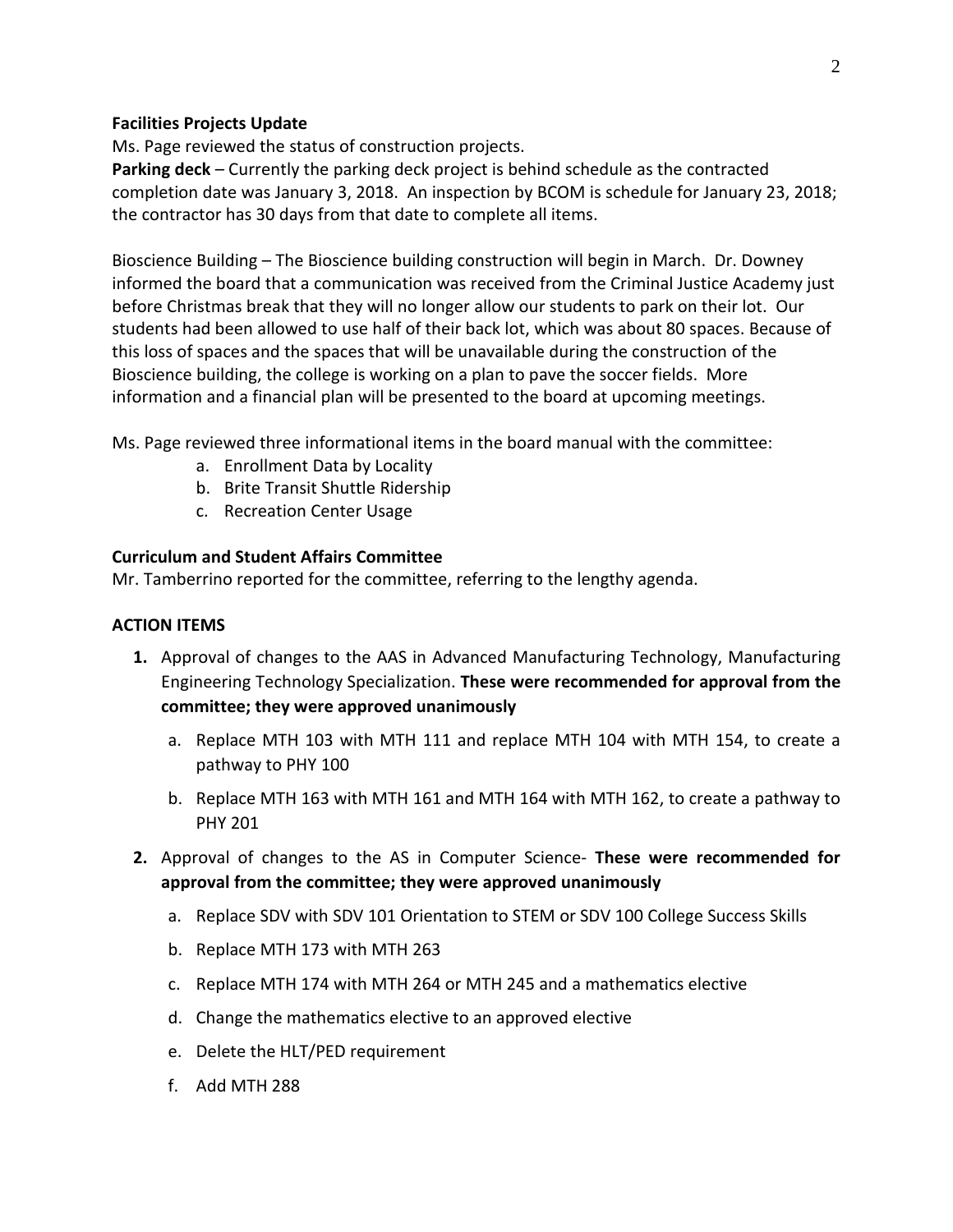**Facilities Projects Update**

Ms. Page reviewed the status of construction projects.

**Parking deck** – Currently the parking deck project is behind schedule as the contracted completion date was January 3, 2018. An inspection by BCOM is schedule for January 23, 2018; the contractor has 30 days from that date to complete all items.

Bioscience Building – The Bioscience building construction will begin in March. Dr. Downey informed the board that a communication was received from the Criminal Justice Academy just before Christmas break that they will no longer allow our students to park on their lot. Our students had been allowed to use half of their back lot, which was about 80 spaces. Because of this loss of spaces and the spaces that will be unavailable during the construction of the Bioscience building, the college is working on a plan to pave the soccer fields. More information and a financial plan will be presented to the board at upcoming meetings.

Ms. Page reviewed three informational items in the board manual with the committee:

a. Enrollment Data by Locality
b. Brite Transit Shuttle Ridership
c. Recreation Center Usage

**Curriculum and Student Affairs Committee**

Mr. Tamberrino reported for the committee, referring to the lengthy agenda.

**ACTION ITEMS**

1. Approval of changes to the AAS in Advanced Manufacturing Technology, Manufacturing Engineering Technology Specialization. **These were recommended for approval from the committee; they were approved unanimously**
   a. Replace MTH 103 with MTH 111 and replace MTH 104 with MTH 154, to create a pathway to PHY 100
   b. Replace MTH 163 with MTH 161 and MTH 164 with MTH 162, to create a pathway to PHY 201
2. Approval of changes to the AS in Computer Science- **These were recommended for approval from the committee; they were approved unanimously**
   a. Replace SDV with SDV 101 Orientation to STEM or SDV 100 College Success Skills
   b. Replace MTH 173 with MTH 263
   c. Replace MTH 174 with MTH 264 or MTH 245 and a mathematics elective
   d. Change the mathematics elective to an approved elective
   e. Delete the HLT/PED requirement
   f. Add MTH 288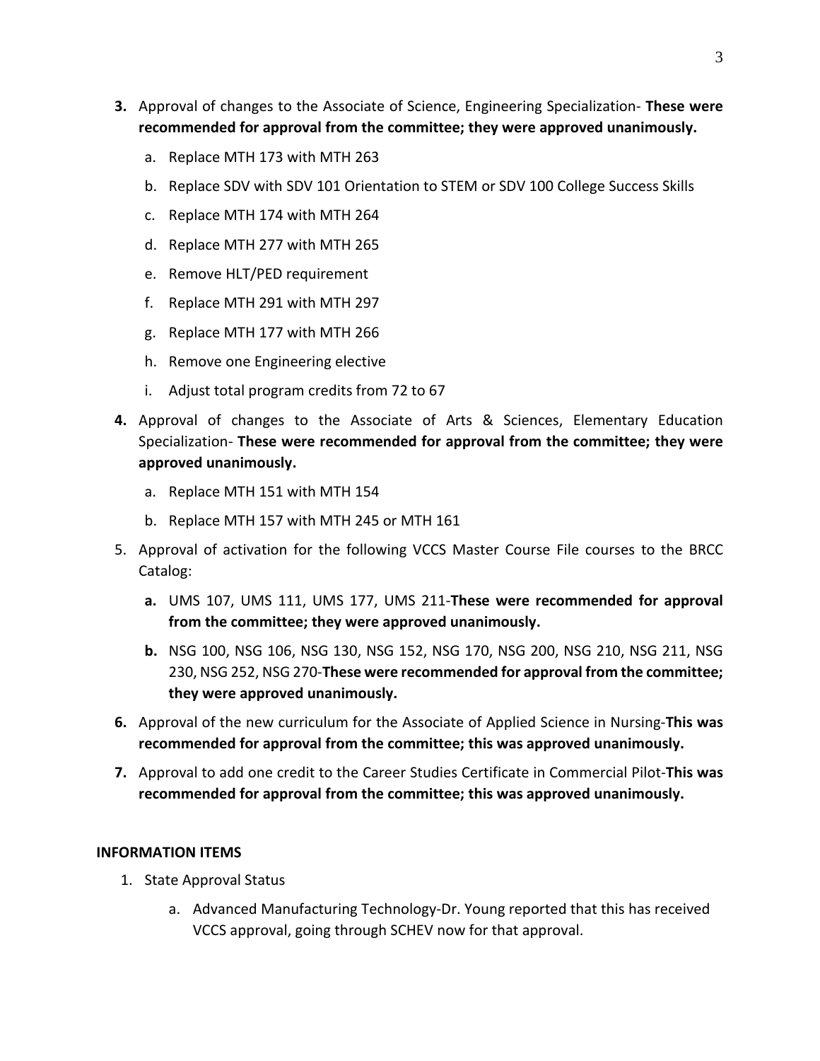**3.** Approval of changes to the Associate of Science, Engineering Specialization- **These were recommended for approval from the committee; they were approved unanimously.**

   a. Replace MTH 173 with MTH 263

   b. Replace SDV with SDV 101 Orientation to STEM or SDV 100 College Success Skills

   c. Replace MTH 174 with MTH 264

   d. Replace MTH 277 with MTH 265

   e. Remove HLT/PED requirement

   f. Replace MTH 291 with MTH 297

   g. Replace MTH 177 with MTH 266

   h. Remove one Engineering elective

   i. Adjust total program credits from 72 to 67

**4.** Approval of changes to the Associate of Arts & Sciences, Elementary Education Specialization- **These were recommended for approval from the committee; they were approved unanimously.**

   a. Replace MTH 151 with MTH 154

   b. Replace MTH 157 with MTH 245 or MTH 161

5. Approval of activation for the following VCCS Master Course File courses to the BRCC Catalog:

   **a.** UMS 107, UMS 111, UMS 177, UMS 211-**These were recommended for approval from the committee; they were approved unanimously.**

   **b.** NSG 100, NSG 106, NSG 130, NSG 152, NSG 170, NSG 200, NSG 210, NSG 211, NSG 230, NSG 252, NSG 270-**These were recommended for approval from the committee; they were approved unanimously.**

**6.** Approval of the new curriculum for the Associate of Applied Science in Nursing-**This was recommended for approval from the committee; this was approved unanimously.**

**7.** Approval to add one credit to the Career Studies Certificate in Commercial Pilot-**This was recommended for approval from the committee; this was approved unanimously.**

**INFORMATION ITEMS**

1. State Approval Status

   a. Advanced Manufacturing Technology-Dr. Young reported that this has received VCCS approval, going through SCHEV now for that approval.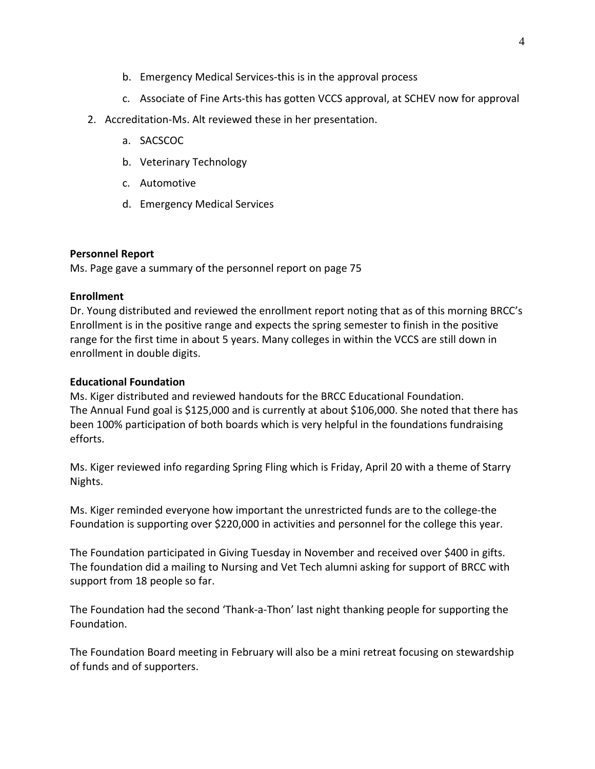b. Emergency Medical Services-this is in the approval process

   c. Associate of Fine Arts-this has gotten VCCS approval, at SCHEV now for approval

2. Accreditation-Ms. Alt reviewed these in her presentation.

   a. SACSCOC

   b. Veterinary Technology

   c. Automotive

   d. Emergency Medical Services

**Personnel Report**

Ms. Page gave a summary of the personnel report on page 75

**Enrollment**

Dr. Young distributed and reviewed the enrollment report noting that as of this morning BRCC's Enrollment is in the positive range and expects the spring semester to finish in the positive range for the first time in about 5 years. Many colleges in within the VCCS are still down in enrollment in double digits.

**Educational Foundation**

Ms. Kiger distributed and reviewed handouts for the BRCC Educational Foundation. The Annual Fund goal is $125,000 and is currently at about $106,000. She noted that there has been 100% participation of both boards which is very helpful in the foundations fundraising efforts.

Ms. Kiger reviewed info regarding Spring Fling which is Friday, April 20 with a theme of Starry Nights.

Ms. Kiger reminded everyone how important the unrestricted funds are to the college-the Foundation is supporting over $220,000 in activities and personnel for the college this year.

The Foundation participated in Giving Tuesday in November and received over $400 in gifts. The foundation did a mailing to Nursing and Vet Tech alumni asking for support of BRCC with support from 18 people so far.

The Foundation had the second 'Thank-a-Thon' last night thanking people for supporting the Foundation.

The Foundation Board meeting in February will also be a mini retreat focusing on stewardship of funds and of supporters.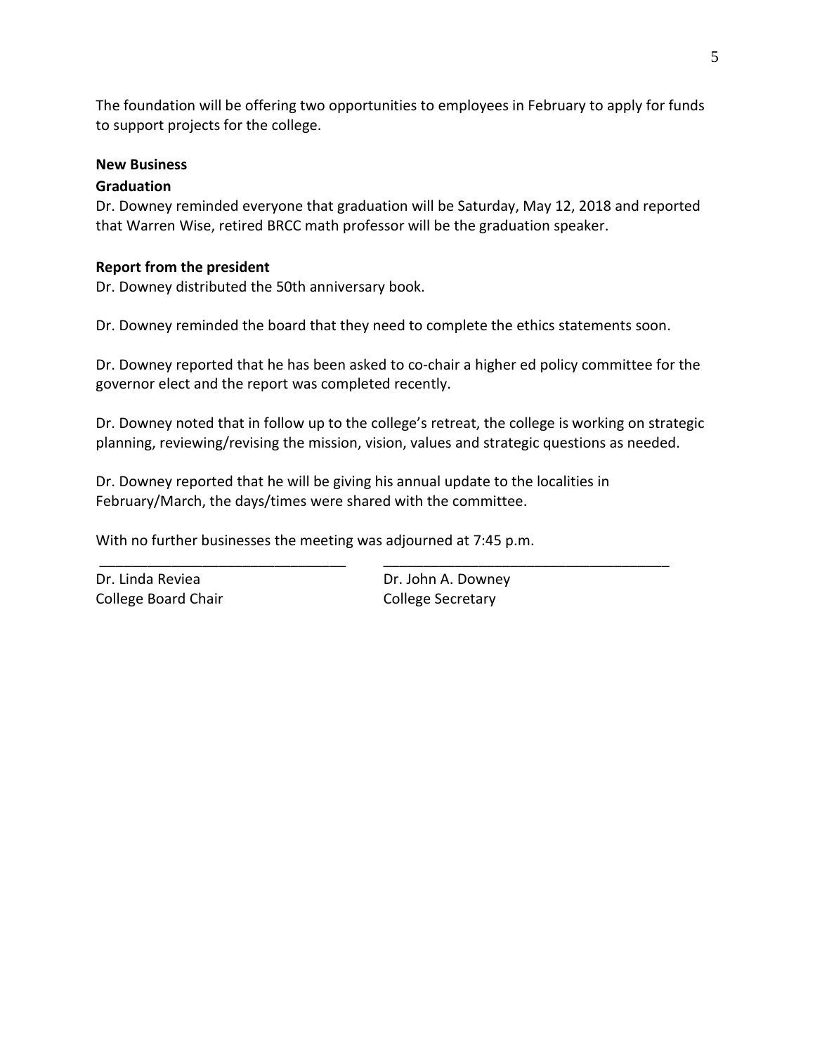The foundation will be offering two opportunities to employees in February to apply for funds to support projects for the college.

**New Business**

**Graduation**

Dr. Downey reminded everyone that graduation will be Saturday, May 12, 2018 and reported that Warren Wise, retired BRCC math professor will be the graduation speaker.

**Report from the president**

Dr. Downey distributed the 50th anniversary book.

Dr. Downey reminded the board that they need to complete the ethics statements soon.

Dr. Downey reported that he has been asked to co-chair a higher ed policy committee for the governor elect and the report was completed recently.

Dr. Downey noted that in follow up to the college's retreat, the college is working on strategic planning, reviewing/revising the mission, vision, values and strategic questions as needed.

Dr. Downey reported that he will be giving his annual update to the localities in February/March, the days/times were shared with the committee.

With no further businesses the meeting was adjourned at 7:45 p.m.

| | |
|---|---|
| _______________________________ | ______________________________________ |
| Dr. Linda Reviea | Dr. John A. Downey |
| College Board Chair | College Secretary |